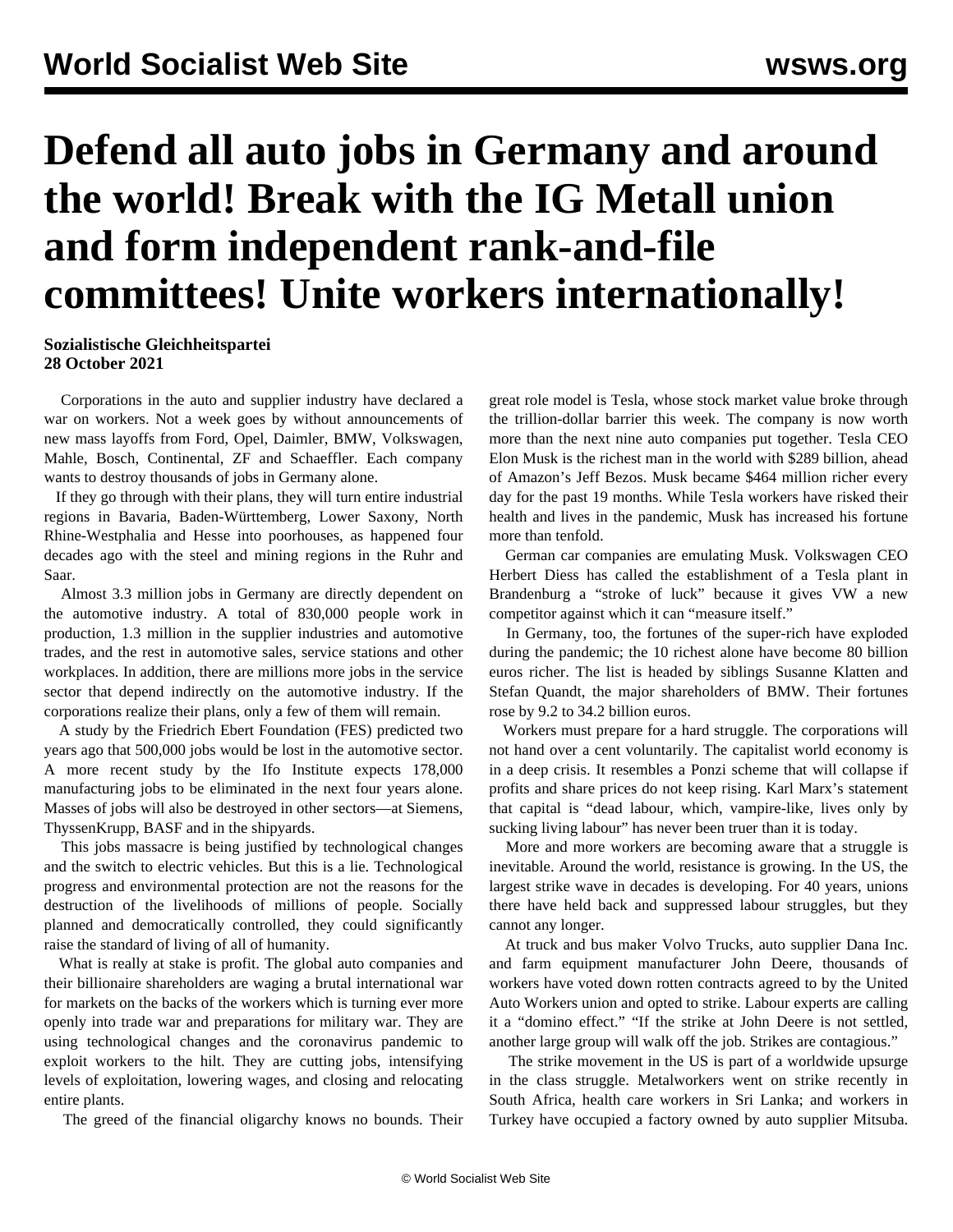# Defend all auto jobs in Germany and around the world! Break with the IG Metall union and form independent rank-and-file committees! Unite workers internationally!

**Sozialistische Gleichheitspartei**
**28 October 2021**

Corporations in the auto and supplier industry have declared a war on workers. Not a week goes by without announcements of new mass layoffs from Ford, Opel, Daimler, BMW, Volkswagen, Mahle, Bosch, Continental, ZF and Schaeffler. Each company wants to destroy thousands of jobs in Germany alone.

If they go through with their plans, they will turn entire industrial regions in Bavaria, Baden-Württemberg, Lower Saxony, North Rhine-Westphalia and Hesse into poorhouses, as happened four decades ago with the steel and mining regions in the Ruhr and Saar.

Almost 3.3 million jobs in Germany are directly dependent on the automotive industry. A total of 830,000 people work in production, 1.3 million in the supplier industries and automotive trades, and the rest in automotive sales, service stations and other workplaces. In addition, there are millions more jobs in the service sector that depend indirectly on the automotive industry. If the corporations realize their plans, only a few of them will remain.

A study by the Friedrich Ebert Foundation (FES) predicted two years ago that 500,000 jobs would be lost in the automotive sector. A more recent study by the Ifo Institute expects 178,000 manufacturing jobs to be eliminated in the next four years alone. Masses of jobs will also be destroyed in other sectors—at Siemens, ThyssenKrupp, BASF and in the shipyards.

This jobs massacre is being justified by technological changes and the switch to electric vehicles. But this is a lie. Technological progress and environmental protection are not the reasons for the destruction of the livelihoods of millions of people. Socially planned and democratically controlled, they could significantly raise the standard of living of all of humanity.

What is really at stake is profit. The global auto companies and their billionaire shareholders are waging a brutal international war for markets on the backs of the workers which is turning ever more openly into trade war and preparations for military war. They are using technological changes and the coronavirus pandemic to exploit workers to the hilt. They are cutting jobs, intensifying levels of exploitation, lowering wages, and closing and relocating entire plants.

The greed of the financial oligarchy knows no bounds. Their great role model is Tesla, whose stock market value broke through the trillion-dollar barrier this week. The company is now worth more than the next nine auto companies put together. Tesla CEO Elon Musk is the richest man in the world with $289 billion, ahead of Amazon's Jeff Bezos. Musk became $464 million richer every day for the past 19 months. While Tesla workers have risked their health and lives in the pandemic, Musk has increased his fortune more than tenfold.

German car companies are emulating Musk. Volkswagen CEO Herbert Diess has called the establishment of a Tesla plant in Brandenburg a "stroke of luck" because it gives VW a new competitor against which it can "measure itself."

In Germany, too, the fortunes of the super-rich have exploded during the pandemic; the 10 richest alone have become 80 billion euros richer. The list is headed by siblings Susanne Klatten and Stefan Quandt, the major shareholders of BMW. Their fortunes rose by 9.2 to 34.2 billion euros.

Workers must prepare for a hard struggle. The corporations will not hand over a cent voluntarily. The capitalist world economy is in a deep crisis. It resembles a Ponzi scheme that will collapse if profits and share prices do not keep rising. Karl Marx's statement that capital is "dead labour, which, vampire-like, lives only by sucking living labour" has never been truer than it is today.

More and more workers are becoming aware that a struggle is inevitable. Around the world, resistance is growing. In the US, the largest strike wave in decades is developing. For 40 years, unions there have held back and suppressed labour struggles, but they cannot any longer.

At truck and bus maker Volvo Trucks, auto supplier Dana Inc. and farm equipment manufacturer John Deere, thousands of workers have voted down rotten contracts agreed to by the United Auto Workers union and opted to strike. Labour experts are calling it a "domino effect." "If the strike at John Deere is not settled, another large group will walk off the job. Strikes are contagious."

The strike movement in the US is part of a worldwide upsurge in the class struggle. Metalworkers went on strike recently in South Africa, health care workers in Sri Lanka; and workers in Turkey have occupied a factory owned by auto supplier Mitsuba.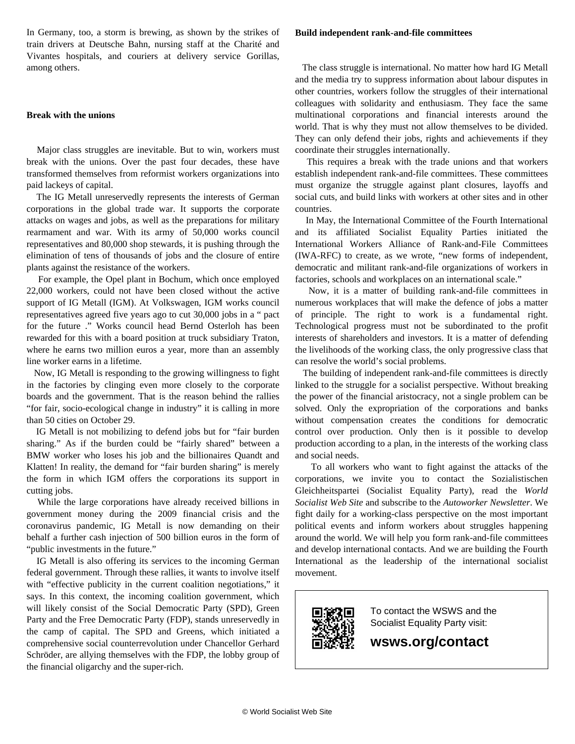In Germany, too, a storm is brewing, as shown by the strikes of train drivers at Deutsche Bahn, nursing staff at the Charité and Vivantes hospitals, and couriers at delivery service Gorillas, among others.

**Break with the unions**

Major class struggles are inevitable. But to win, workers must break with the unions. Over the past four decades, these have transformed themselves from reformist workers organizations into paid lackeys of capital.

The IG Metall unreservedly represents the interests of German corporations in the global trade war. It supports the corporate attacks on wages and jobs, as well as the preparations for military rearmament and war. With its army of 50,000 works council representatives and 80,000 shop stewards, it is pushing through the elimination of tens of thousands of jobs and the closure of entire plants against the resistance of the workers.

For example, the Opel plant in Bochum, which once employed 22,000 workers, could not have been closed without the active support of IG Metall (IGM). At Volkswagen, IGM works council representatives agreed five years ago to cut 30,000 jobs in a " pact for the future ." Works council head Bernd Osterloh has been rewarded for this with a board position at truck subsidiary Traton, where he earns two million euros a year, more than an assembly line worker earns in a lifetime.

Now, IG Metall is responding to the growing willingness to fight in the factories by clinging even more closely to the corporate boards and the government. That is the reason behind the rallies "for fair, socio-ecological change in industry" it is calling in more than 50 cities on October 29.

IG Metall is not mobilizing to defend jobs but for "fair burden sharing." As if the burden could be "fairly shared" between a BMW worker who loses his job and the billionaires Quandt and Klatten! In reality, the demand for "fair burden sharing" is merely the form in which IGM offers the corporations its support in cutting jobs.

While the large corporations have already received billions in government money during the 2009 financial crisis and the coronavirus pandemic, IG Metall is now demanding on their behalf a further cash injection of 500 billion euros in the form of "public investments in the future."

IG Metall is also offering its services to the incoming German federal government. Through these rallies, it wants to involve itself with "effective publicity in the current coalition negotiations," it says. In this context, the incoming coalition government, which will likely consist of the Social Democratic Party (SPD), Green Party and the Free Democratic Party (FDP), stands unreservedly in the camp of capital. The SPD and Greens, which initiated a comprehensive social counterrevolution under Chancellor Gerhard Schröder, are allying themselves with the FDP, the lobby group of the financial oligarchy and the super-rich.

**Build independent rank-and-file committees**

The class struggle is international. No matter how hard IG Metall and the media try to suppress information about labour disputes in other countries, workers follow the struggles of their international colleagues with solidarity and enthusiasm. They face the same multinational corporations and financial interests around the world. That is why they must not allow themselves to be divided. They can only defend their jobs, rights and achievements if they coordinate their struggles internationally.

This requires a break with the trade unions and that workers establish independent rank-and-file committees. These committees must organize the struggle against plant closures, layoffs and social cuts, and build links with workers at other sites and in other countries.

In May, the International Committee of the Fourth International and its affiliated Socialist Equality Parties initiated the International Workers Alliance of Rank-and-File Committees (IWA-RFC) to create, as we wrote, "new forms of independent, democratic and militant rank-and-file organizations of workers in factories, schools and workplaces on an international scale."

Now, it is a matter of building rank-and-file committees in numerous workplaces that will make the defence of jobs a matter of principle. The right to work is a fundamental right. Technological progress must not be subordinated to the profit interests of shareholders and investors. It is a matter of defending the livelihoods of the working class, the only progressive class that can resolve the world's social problems.

The building of independent rank-and-file committees is directly linked to the struggle for a socialist perspective. Without breaking the power of the financial aristocracy, not a single problem can be solved. Only the expropriation of the corporations and banks without compensation creates the conditions for democratic control over production. Only then is it possible to develop production according to a plan, in the interests of the working class and social needs.

To all workers who want to fight against the attacks of the corporations, we invite you to contact the Sozialistischen Gleichheitspartei (Socialist Equality Party), read the *World Socialist Web Site* and subscribe to the *Autoworker Newsletter*. We fight daily for a working-class perspective on the most important political events and inform workers about struggles happening around the world. We will help you form rank-and-file committees and develop international contacts. And we are building the Fourth International as the leadership of the international socialist movement.

To contact the WSWS and the Socialist Equality Party visit:

**wsws.org/contact**